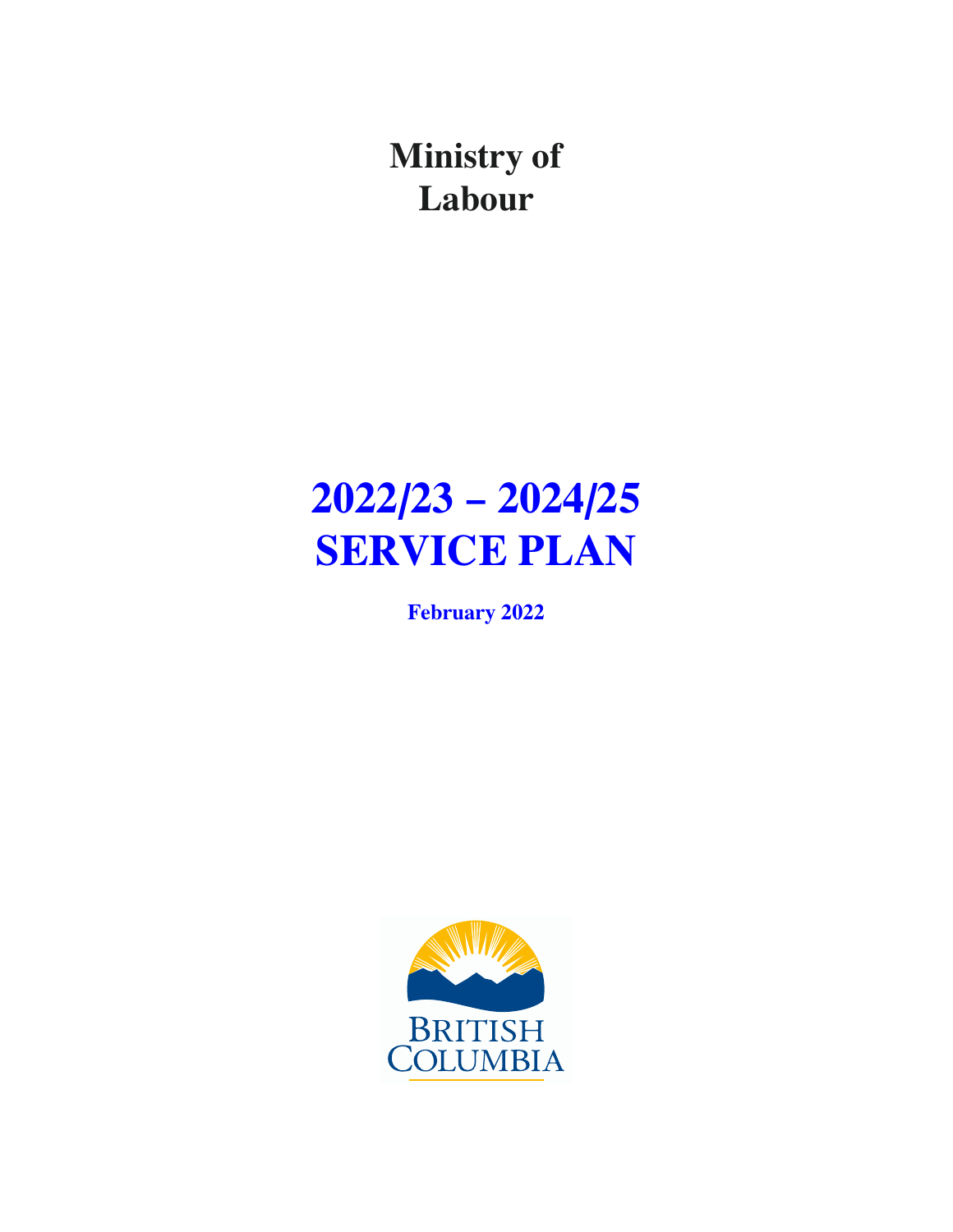# Ministry of Labour

# 2022/23 – 2024/25 SERVICE PLAN

**February 2022**

BRITISH COLUMBIA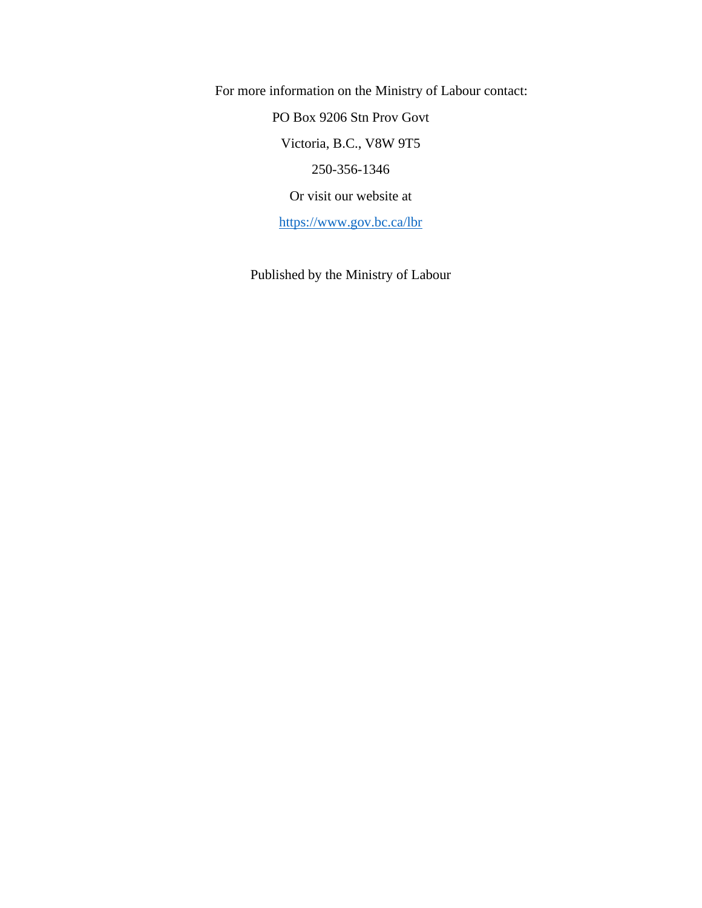For more information on the Ministry of Labour contact:

PO Box 9206 Stn Prov Govt

Victoria, B.C., V8W 9T5

250-356-1346

Or visit our website at

https://www.gov.bc.ca/lbr

Published by the Ministry of Labour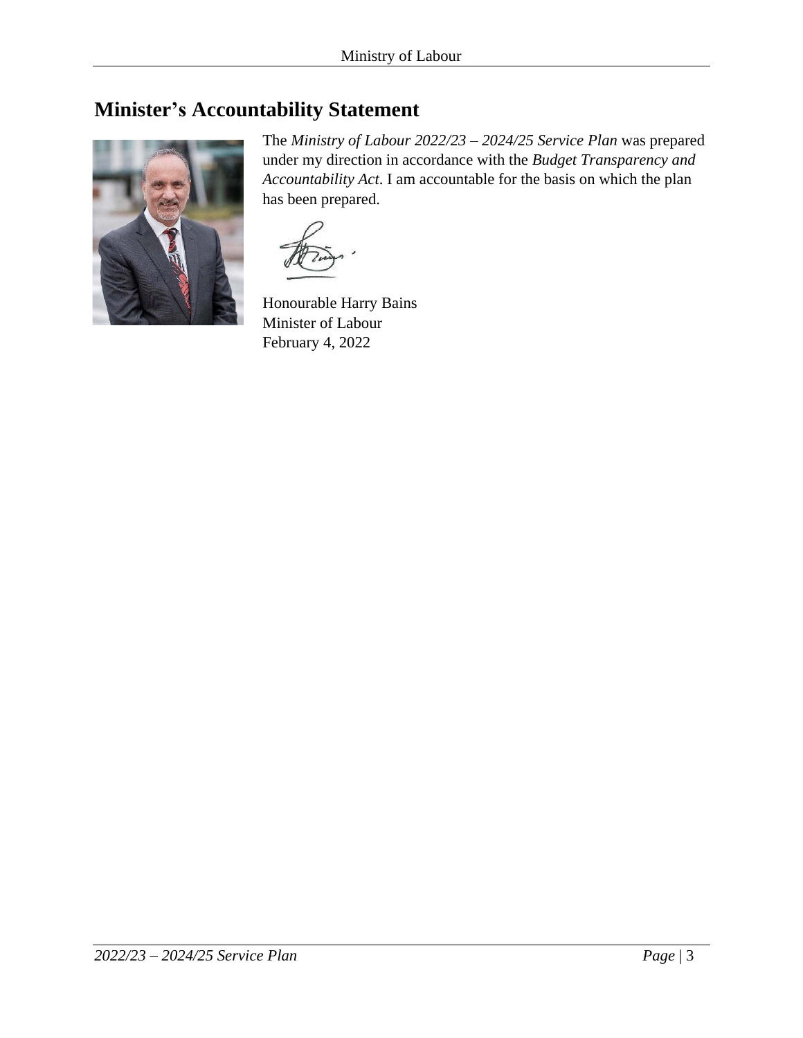# Minister's Accountability Statement

The *Ministry of Labour 2022/23 – 2024/25 Service Plan* was prepared under my direction in accordance with the *Budget Transparency and Accountability Act*. I am accountable for the basis on which the plan has been prepared.

Honourable Harry Bains
Minister of Labour
February 4, 2022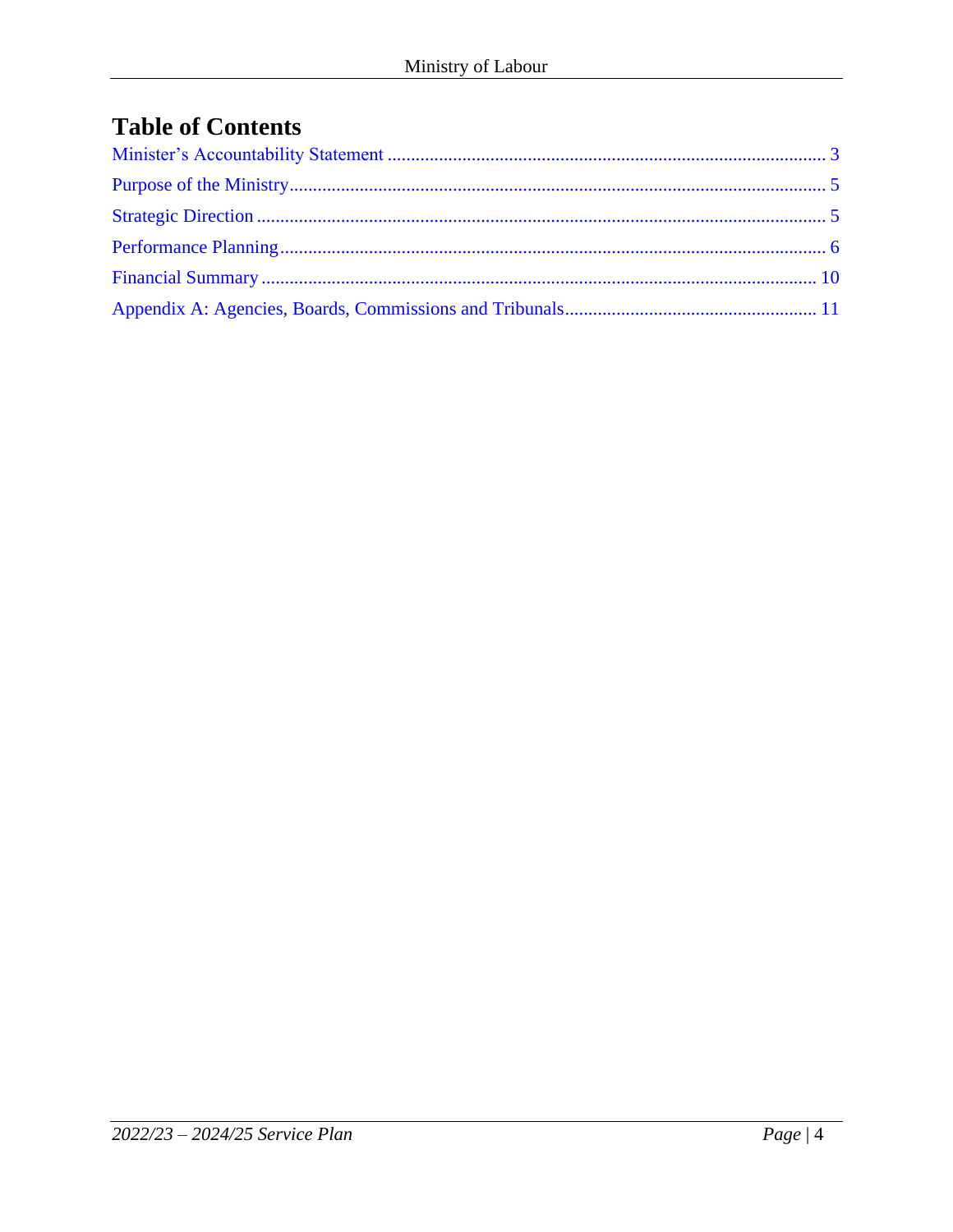# Table of Contents

Minister's Accountability Statement ........................................................................................ 3

Purpose of the Ministry ............................................................................................................... 5

Strategic Direction ....................................................................................................................... 5

Performance Planning ................................................................................................................. 6

Financial Summary .................................................................................................................... 10

Appendix A: Agencies, Boards, Commissions and Tribunals ................................................... 11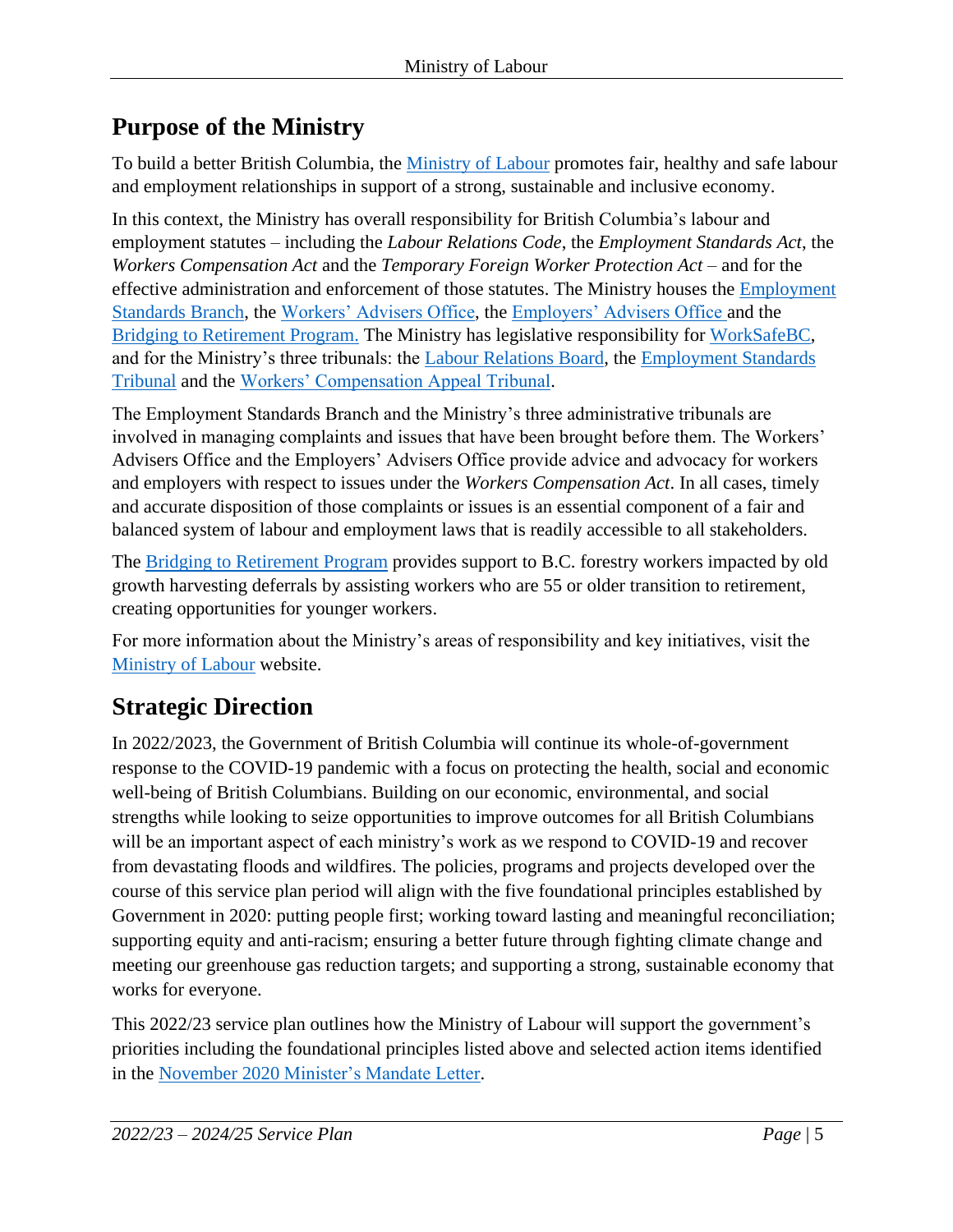# Purpose of the Ministry

To build a better British Columbia, the Ministry of Labour promotes fair, healthy and safe labour and employment relationships in support of a strong, sustainable and inclusive economy.

In this context, the Ministry has overall responsibility for British Columbia's labour and employment statutes – including the *Labour Relations Code*, the *Employment Standards Act*, the *Workers Compensation Act* and the *Temporary Foreign Worker Protection Act* – and for the effective administration and enforcement of those statutes. The Ministry houses the Employment Standards Branch, the Workers' Advisers Office, the Employers' Advisers Office and the Bridging to Retirement Program. The Ministry has legislative responsibility for WorkSafeBC, and for the Ministry's three tribunals: the Labour Relations Board, the Employment Standards Tribunal and the Workers' Compensation Appeal Tribunal.

The Employment Standards Branch and the Ministry's three administrative tribunals are involved in managing complaints and issues that have been brought before them. The Workers' Advisers Office and the Employers' Advisers Office provide advice and advocacy for workers and employers with respect to issues under the *Workers Compensation Act*. In all cases, timely and accurate disposition of those complaints or issues is an essential component of a fair and balanced system of labour and employment laws that is readily accessible to all stakeholders.

The Bridging to Retirement Program provides support to B.C. forestry workers impacted by old growth harvesting deferrals by assisting workers who are 55 or older transition to retirement, creating opportunities for younger workers.

For more information about the Ministry's areas of responsibility and key initiatives, visit the Ministry of Labour website.

# Strategic Direction

In 2022/2023, the Government of British Columbia will continue its whole-of-government response to the COVID-19 pandemic with a focus on protecting the health, social and economic well-being of British Columbians. Building on our economic, environmental, and social strengths while looking to seize opportunities to improve outcomes for all British Columbians will be an important aspect of each ministry's work as we respond to COVID-19 and recover from devastating floods and wildfires. The policies, programs and projects developed over the course of this service plan period will align with the five foundational principles established by Government in 2020: putting people first; working toward lasting and meaningful reconciliation; supporting equity and anti-racism; ensuring a better future through fighting climate change and meeting our greenhouse gas reduction targets; and supporting a strong, sustainable economy that works for everyone.

This 2022/23 service plan outlines how the Ministry of Labour will support the government's priorities including the foundational principles listed above and selected action items identified in the November 2020 Minister's Mandate Letter.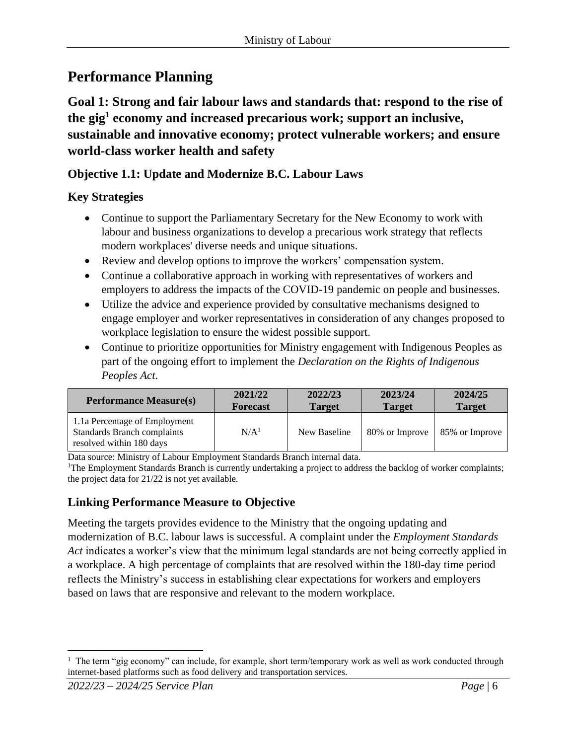# Performance Planning

## Goal 1: Strong and fair labour laws and standards that: respond to the rise of the gig[1] economy and increased precarious work; support an inclusive, sustainable and innovative economy; protect vulnerable workers; and ensure world-class worker health and safety

### Objective 1.1: Update and Modernize B.C. Labour Laws

### Key Strategies

- Continue to support the Parliamentary Secretary for the New Economy to work with labour and business organizations to develop a precarious work strategy that reflects modern workplaces' diverse needs and unique situations.
- Review and develop options to improve the workers' compensation system.
- Continue a collaborative approach in working with representatives of workers and employers to address the impacts of the COVID-19 pandemic on people and businesses.
- Utilize the advice and experience provided by consultative mechanisms designed to engage employer and worker representatives in consideration of any changes proposed to workplace legislation to ensure the widest possible support.
- Continue to prioritize opportunities for Ministry engagement with Indigenous Peoples as part of the ongoing effort to implement the *Declaration on the Rights of Indigenous Peoples Act*.

| Performance Measure(s) | 2021/22 Forecast | 2022/23 Target | 2023/24 Target | 2024/25 Target |
|---|---|---|---|---|
| 1.1a Percentage of Employment Standards Branch complaints resolved within 180 days | N/A[1] | New Baseline | 80% or Improve | 85% or Improve |

Data source: Ministry of Labour Employment Standards Branch internal data.
[1]The Employment Standards Branch is currently undertaking a project to address the backlog of worker complaints; the project data for 21/22 is not yet available.

### Linking Performance Measure to Objective

Meeting the targets provides evidence to the Ministry that the ongoing updating and modernization of B.C. labour laws is successful. A complaint under the *Employment Standards Act* indicates a worker's view that the minimum legal standards are not being correctly applied in a workplace. A high percentage of complaints that are resolved within the 180-day time period reflects the Ministry's success in establishing clear expectations for workers and employers based on laws that are responsive and relevant to the modern workplace.

[1] The term "gig economy" can include, for example, short term/temporary work as well as work conducted through internet-based platforms such as food delivery and transportation services.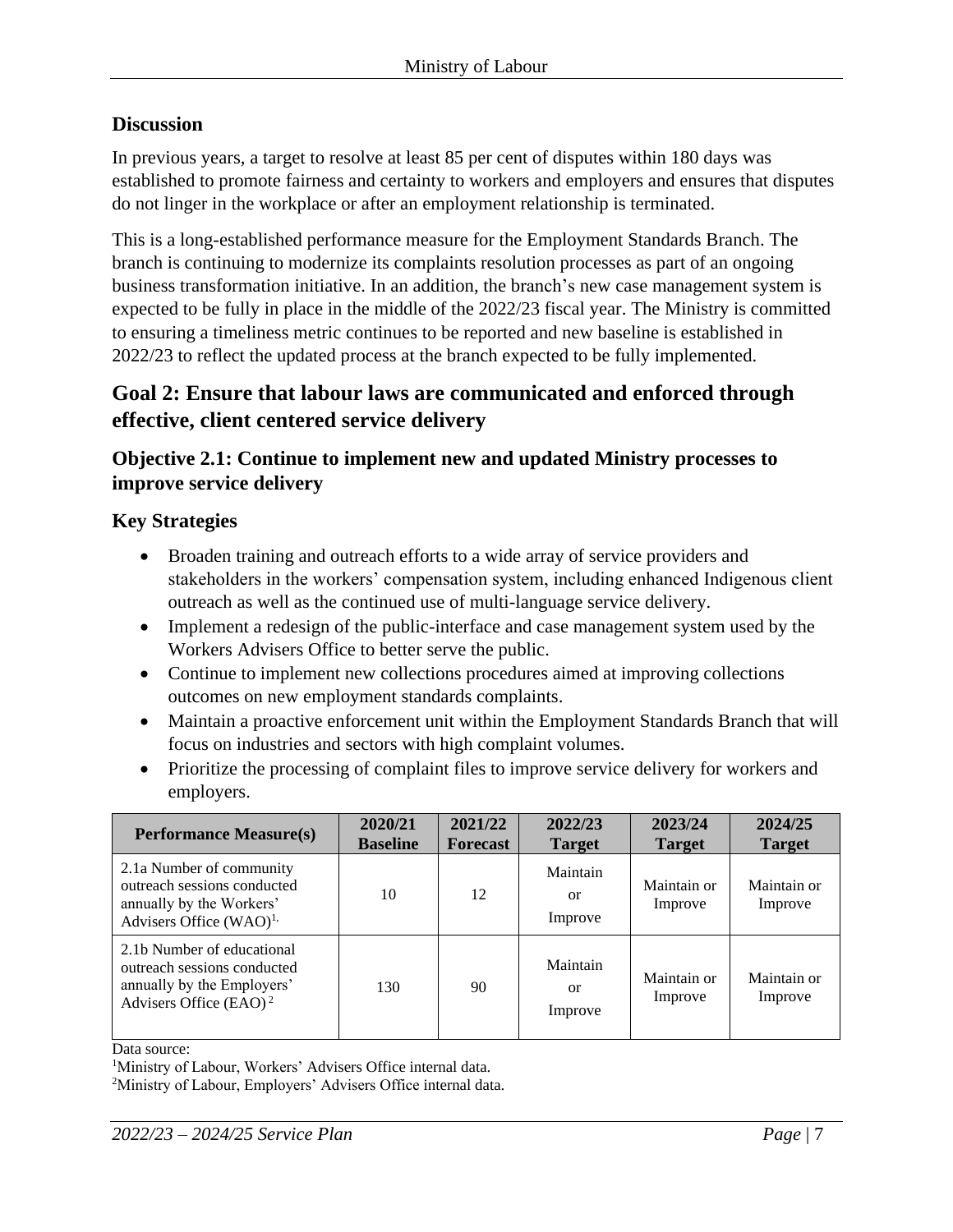## Discussion

In previous years, a target to resolve at least 85 per cent of disputes within 180 days was established to promote fairness and certainty to workers and employers and ensures that disputes do not linger in the workplace or after an employment relationship is terminated.

This is a long-established performance measure for the Employment Standards Branch. The branch is continuing to modernize its complaints resolution processes as part of an ongoing business transformation initiative. In an addition, the branch's new case management system is expected to be fully in place in the middle of the 2022/23 fiscal year. The Ministry is committed to ensuring a timeliness metric continues to be reported and new baseline is established in 2022/23 to reflect the updated process at the branch expected to be fully implemented.

## Goal 2: Ensure that labour laws are communicated and enforced through effective, client centered service delivery

### Objective 2.1: Continue to implement new and updated Ministry processes to improve service delivery

### Key Strategies

- Broaden training and outreach efforts to a wide array of service providers and stakeholders in the workers' compensation system, including enhanced Indigenous client outreach as well as the continued use of multi-language service delivery.
- Implement a redesign of the public-interface and case management system used by the Workers Advisers Office to better serve the public.
- Continue to implement new collections procedures aimed at improving collections outcomes on new employment standards complaints.
- Maintain a proactive enforcement unit within the Employment Standards Branch that will focus on industries and sectors with high complaint volumes.
- Prioritize the processing of complaint files to improve service delivery for workers and employers.

| Performance Measure(s) | 2020/21 Baseline | 2021/22 Forecast | 2022/23 Target | 2023/24 Target | 2024/25 Target |
|---|---|---|---|---|---|
| 2.1a Number of community outreach sessions conducted annually by the Workers' Advisers Office (WAO)[1] | 10 | 12 | Maintain or Improve | Maintain or Improve | Maintain or Improve |
| 2.1b Number of educational outreach sessions conducted annually by the Employers' Advisers Office (EAO)[2] | 130 | 90 | Maintain or Improve | Maintain or Improve | Maintain or Improve |

Data source:
[1]Ministry of Labour, Workers' Advisers Office internal data.
[2]Ministry of Labour, Employers' Advisers Office internal data.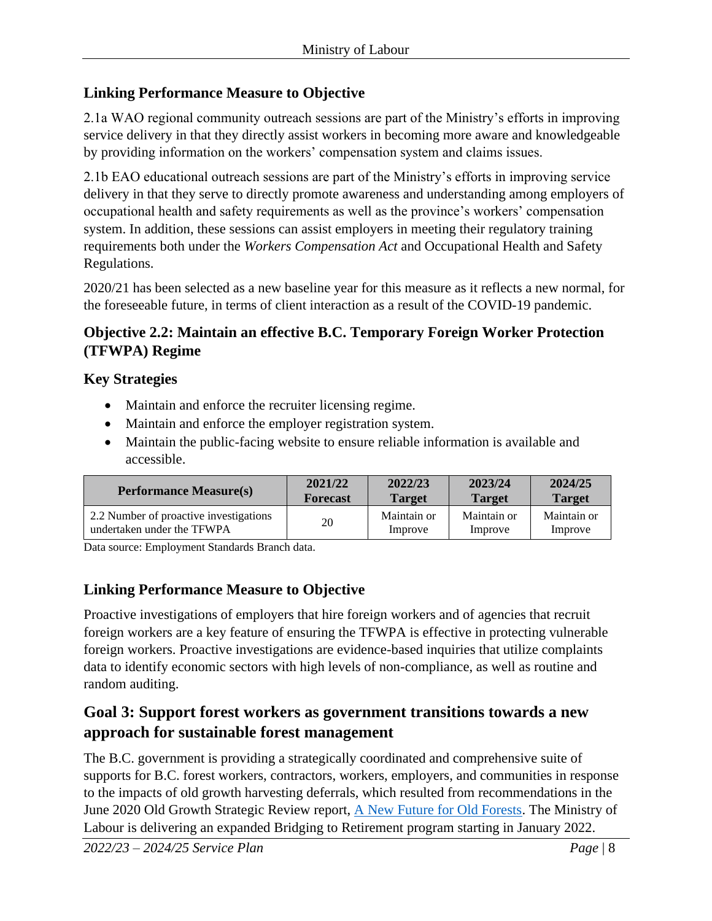### Linking Performance Measure to Objective

2.1a WAO regional community outreach sessions are part of the Ministry's efforts in improving service delivery in that they directly assist workers in becoming more aware and knowledgeable by providing information on the workers' compensation system and claims issues.

2.1b EAO educational outreach sessions are part of the Ministry's efforts in improving service delivery in that they serve to directly promote awareness and understanding among employers of occupational health and safety requirements as well as the province's workers' compensation system. In addition, these sessions can assist employers in meeting their regulatory training requirements both under the *Workers Compensation Act* and Occupational Health and Safety Regulations.

2020/21 has been selected as a new baseline year for this measure as it reflects a new normal, for the foreseeable future, in terms of client interaction as a result of the COVID-19 pandemic.

### Objective 2.2: Maintain an effective B.C. Temporary Foreign Worker Protection (TFWPA) Regime

### Key Strategies

- Maintain and enforce the recruiter licensing regime.
- Maintain and enforce the employer registration system.
- Maintain the public-facing website to ensure reliable information is available and accessible.

| Performance Measure(s) | 2021/22 Forecast | 2022/23 Target | 2023/24 Target | 2024/25 Target |
|---|---|---|---|---|
| 2.2 Number of proactive investigations undertaken under the TFWPA | 20 | Maintain or Improve | Maintain or Improve | Maintain or Improve |

Data source: Employment Standards Branch data.

### Linking Performance Measure to Objective

Proactive investigations of employers that hire foreign workers and of agencies that recruit foreign workers are a key feature of ensuring the TFWPA is effective in protecting vulnerable foreign workers. Proactive investigations are evidence-based inquiries that utilize complaints data to identify economic sectors with high levels of non-compliance, as well as routine and random auditing.

## Goal 3: Support forest workers as government transitions towards a new approach for sustainable forest management

The B.C. government is providing a strategically coordinated and comprehensive suite of supports for B.C. forest workers, contractors, workers, employers, and communities in response to the impacts of old growth harvesting deferrals, which resulted from recommendations in the June 2020 Old Growth Strategic Review report, A New Future for Old Forests. The Ministry of Labour is delivering an expanded Bridging to Retirement program starting in January 2022.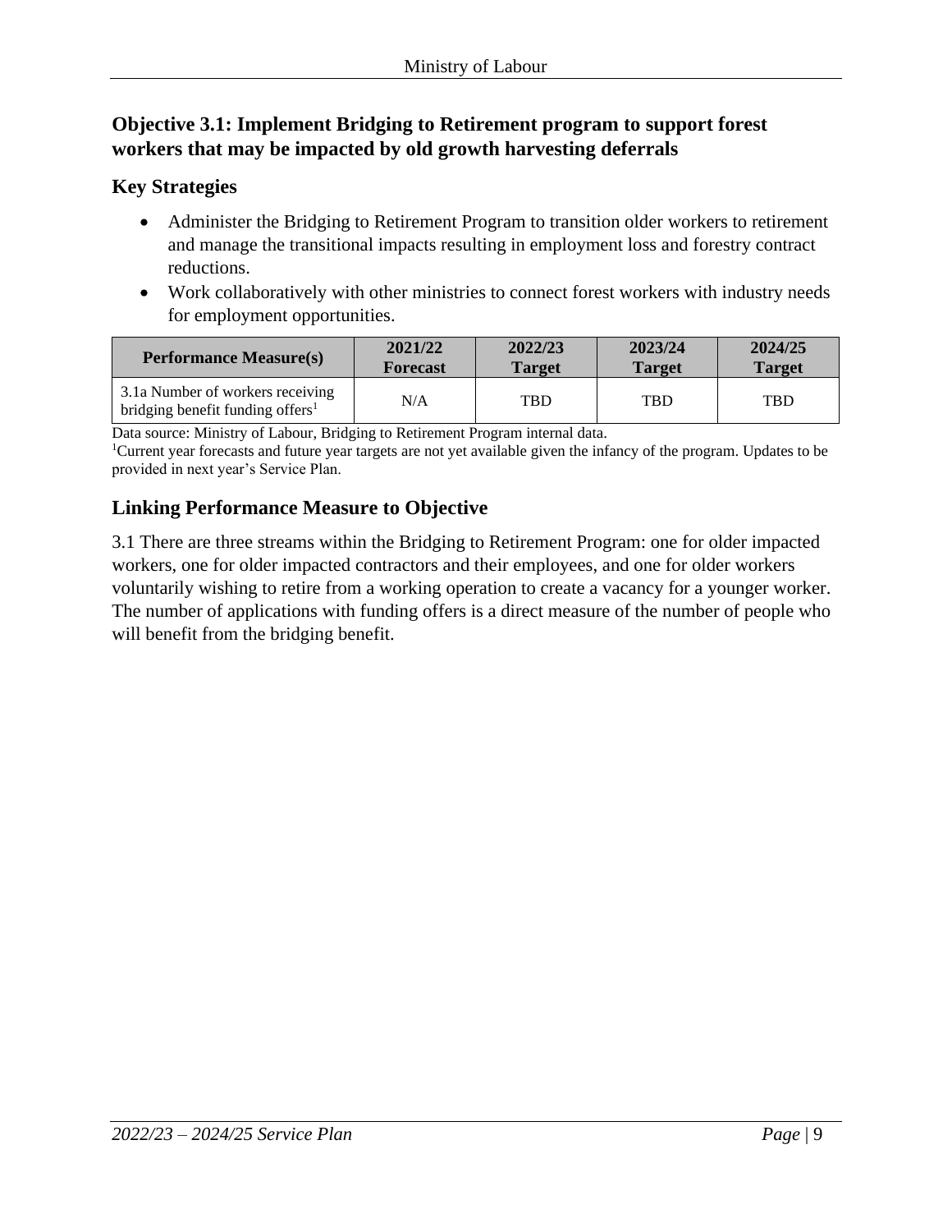## Objective 3.1: Implement Bridging to Retirement program to support forest workers that may be impacted by old growth harvesting deferrals

### Key Strategies

- Administer the Bridging to Retirement Program to transition older workers to retirement and manage the transitional impacts resulting in employment loss and forestry contract reductions.
- Work collaboratively with other ministries to connect forest workers with industry needs for employment opportunities.

| Performance Measure(s) | 2021/22 Forecast | 2022/23 Target | 2023/24 Target | 2024/25 Target |
|---|---|---|---|---|
| 3.1a Number of workers receiving bridging benefit funding offers[1] | N/A | TBD | TBD | TBD |

Data source: Ministry of Labour, Bridging to Retirement Program internal data.
[1]Current year forecasts and future year targets are not yet available given the infancy of the program. Updates to be provided in next year's Service Plan.

### Linking Performance Measure to Objective

3.1 There are three streams within the Bridging to Retirement Program: one for older impacted workers, one for older impacted contractors and their employees, and one for older workers voluntarily wishing to retire from a working operation to create a vacancy for a younger worker. The number of applications with funding offers is a direct measure of the number of people who will benefit from the bridging benefit.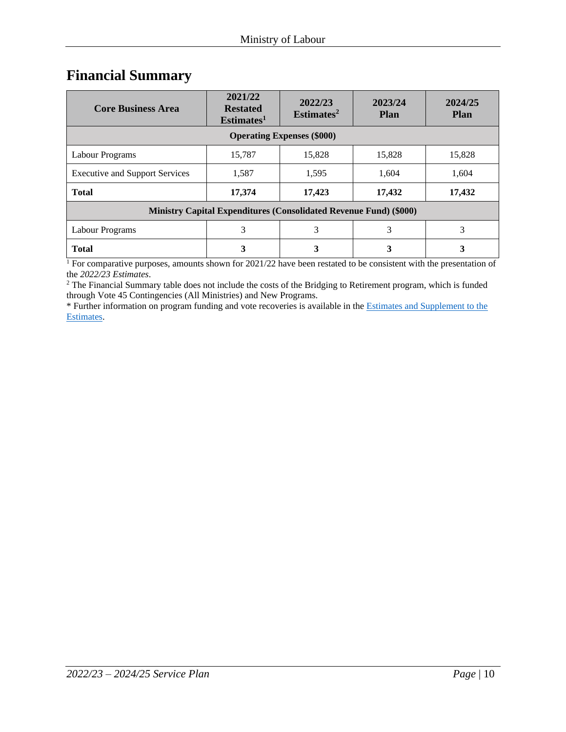# Financial Summary

| Core Business Area | 2021/22 Restated Estimates[1] | 2022/23 Estimates[2] | 2023/24 Plan | 2024/25 Plan |
|---|---|---|---|---|
| **Operating Expenses ($000)** | | | | |
| Labour Programs | 15,787 | 15,828 | 15,828 | 15,828 |
| Executive and Support Services | 1,587 | 1,595 | 1,604 | 1,604 |
| **Total** | **17,374** | **17,423** | **17,432** | **17,432** |
| **Ministry Capital Expenditures (Consolidated Revenue Fund) ($000)** | | | | |
| Labour Programs | 3 | 3 | 3 | 3 |
| **Total** | **3** | **3** | **3** | **3** |

[1] For comparative purposes, amounts shown for 2021/22 have been restated to be consistent with the presentation of the *2022/23 Estimates*.
[2] The Financial Summary table does not include the costs of the Bridging to Retirement program, which is funded through Vote 45 Contingencies (All Ministries) and New Programs.
* Further information on program funding and vote recoveries is available in the Estimates and Supplement to the Estimates.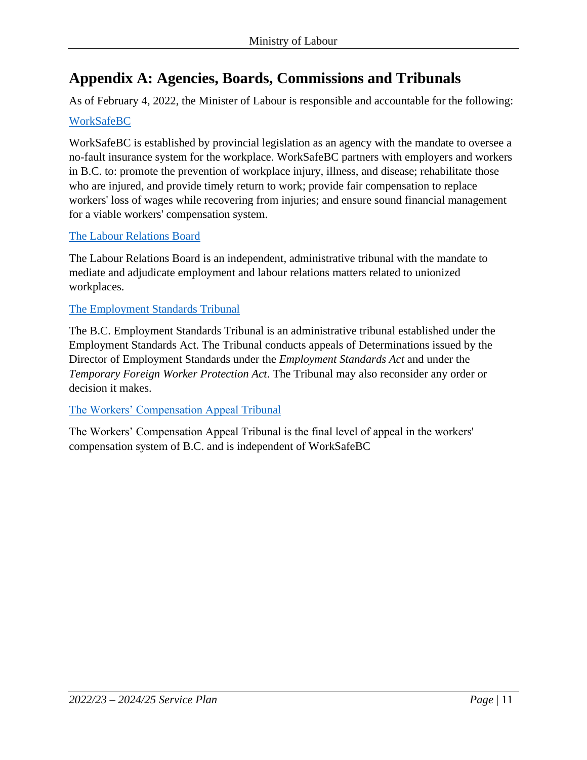# Appendix A: Agencies, Boards, Commissions and Tribunals

As of February 4, 2022, the Minister of Labour is responsible and accountable for the following:

WorkSafeBC

WorkSafeBC is established by provincial legislation as an agency with the mandate to oversee a no-fault insurance system for the workplace. WorkSafeBC partners with employers and workers in B.C. to: promote the prevention of workplace injury, illness, and disease; rehabilitate those who are injured, and provide timely return to work; provide fair compensation to replace workers' loss of wages while recovering from injuries; and ensure sound financial management for a viable workers' compensation system.

The Labour Relations Board

The Labour Relations Board is an independent, administrative tribunal with the mandate to mediate and adjudicate employment and labour relations matters related to unionized workplaces.

The Employment Standards Tribunal

The B.C. Employment Standards Tribunal is an administrative tribunal established under the Employment Standards Act. The Tribunal conducts appeals of Determinations issued by the Director of Employment Standards under the *Employment Standards Act* and under the *Temporary Foreign Worker Protection Act*. The Tribunal may also reconsider any order or decision it makes.

The Workers' Compensation Appeal Tribunal

The Workers' Compensation Appeal Tribunal is the final level of appeal in the workers' compensation system of B.C. and is independent of WorkSafeBC